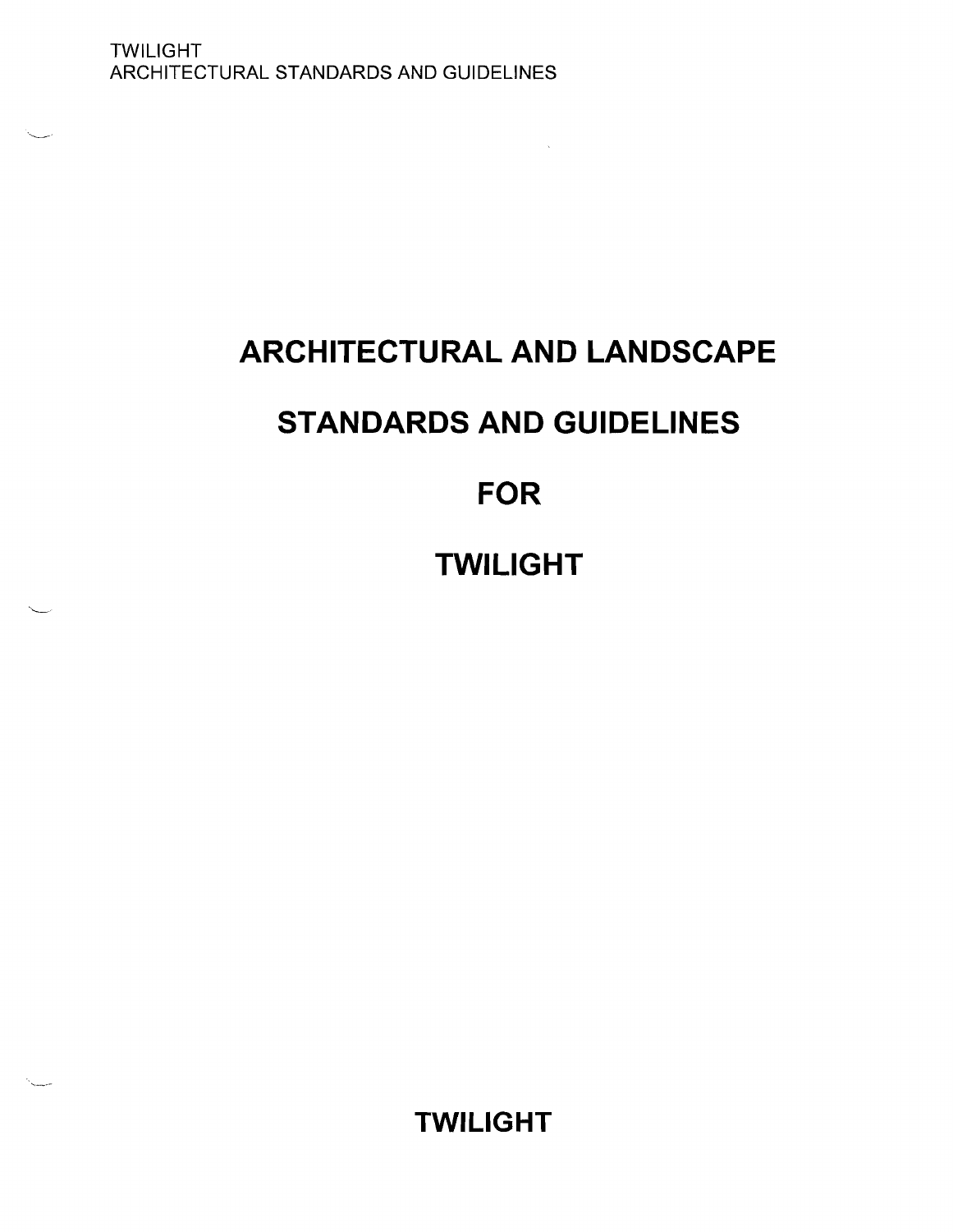# ARCHITECTURAL AND LANDSCAPE

# STANDARDS AND GUIDELINES

# FOR

# TWILIGHT

**TWILIGHT**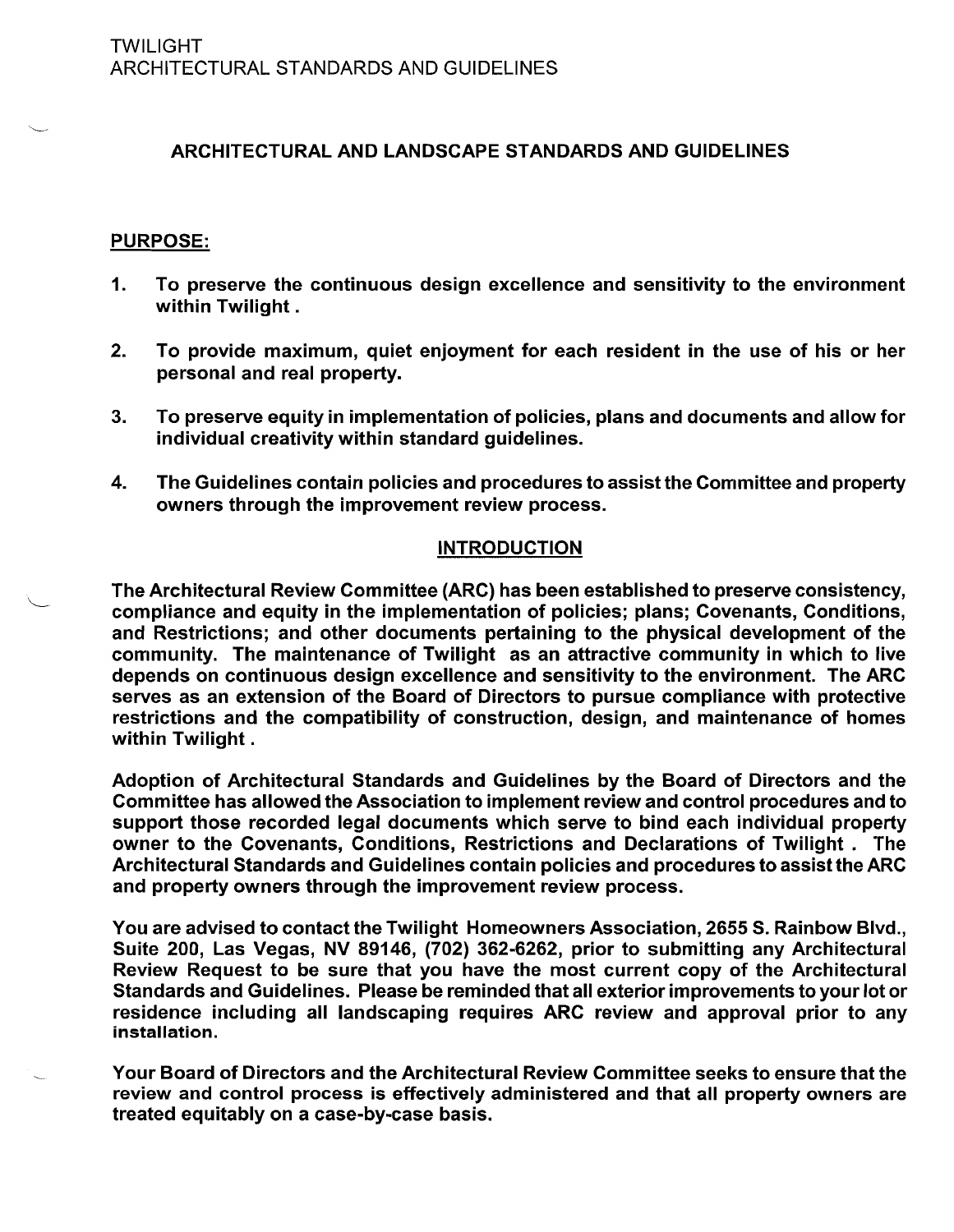## ARCHITECTURAL AND LANDSCAPE STANDARDS AND GUIDELINES

### PURPOSE:

1. **To preserve the continuous design excellence and sensitivity to the environment within Twilight .**

2. **To provide maximum, quiet enjoyment for each resident in the use of his or her personal and real property.**

3. **To preserve equity in implementation of policies, plans and documents and allow for individual creativity within standard guidelines.**

4. **The Guidelines contain policies and procedures to assist the Committee and property owners through the improvement review process.**

### INTRODUCTION

**The Architectural Review Committee (ARC) has been established to preserve consistency, compliance and equity in the implementation of policies; plans; Covenants, Conditions, and Restrictions; and other documents pertaining to the physical development of the community. The maintenance of Twilight as an attractive community in which to live depends on continuous design excellence and sensitivity to the environment. The ARC serves as an extension of the Board of Directors to pursue compliance with protective restrictions and the compatibility of construction, design, and maintenance of homes within Twilight .**

**Adoption of Architectural Standards and Guidelines by the Board of Directors and the Committee has allowed the Association to implement review and control procedures and to support those recorded legal documents which serve to bind each individual property owner to the Covenants, Conditions, Restrictions and Declarations of Twilight . The Architectural Standards and Guidelines contain policies and procedures to assist the ARC and property owners through the improvement review process.**

**You are advised to contact the Twilight Homeowners Association, 2655 S. Rainbow Blvd., Suite 200, Las Vegas, NV 89146, (702) 362-6262, prior to submitting any Architectural Review Request to be sure that you have the most current copy of the Architectural Standards and Guidelines. Please be reminded that all exterior improvements to your lot or residence including all landscaping requires ARC review and approval prior to any installation.**

**Your Board of Directors and the Architectural Review Committee seeks to ensure that the review and control process is effectively administered and that all property owners are treated equitably on a case-by-case basis.**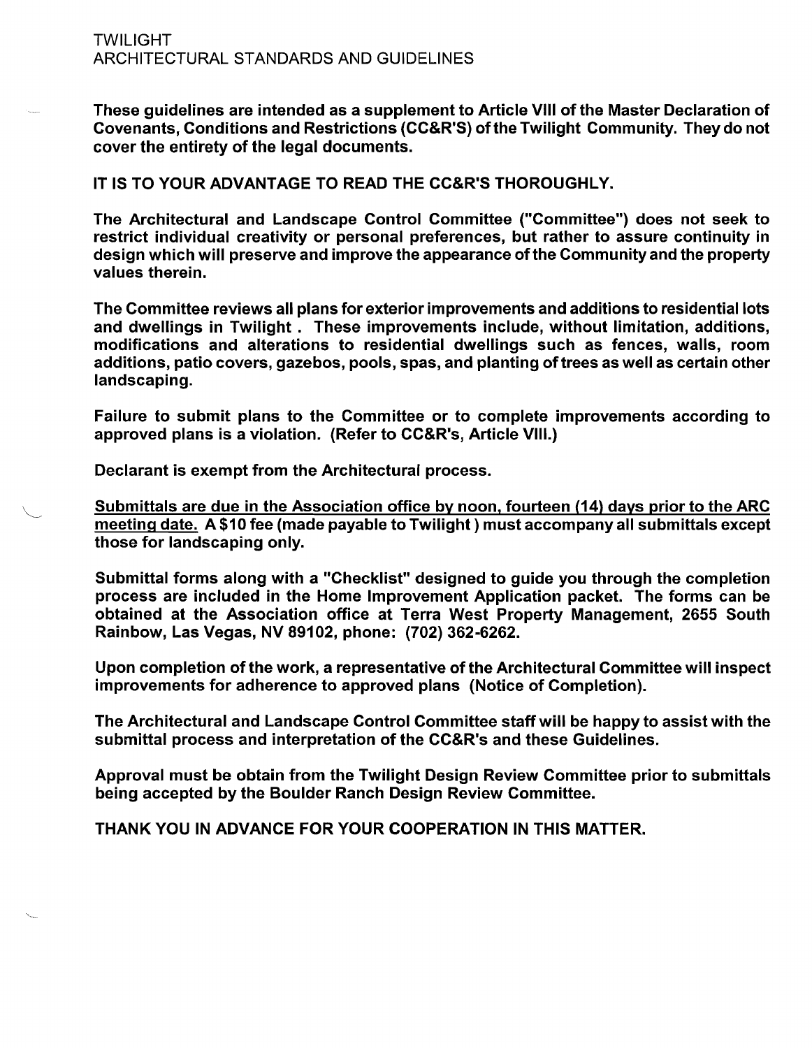TWILIGHT
ARCHITECTURAL STANDARDS AND GUIDELINES

**These guidelines are intended as a supplement to Article VIII of the Master Declaration of Covenants, Conditions and Restrictions (CC&R'S) of the Twilight Community. They do not cover the entirety of the legal documents.**

**IT IS TO YOUR ADVANTAGE TO READ THE CC&R'S THOROUGHLY.**

**The Architectural and Landscape Control Committee ("Committee") does not seek to restrict individual creativity or personal preferences, but rather to assure continuity in design which will preserve and improve the appearance of the Community and the property values therein.**

**The Committee reviews all plans for exterior improvements and additions to residential lots and dwellings in Twilight . These improvements include, without limitation, additions, modifications and alterations to residential dwellings such as fences, walls, room additions, patio covers, gazebos, pools, spas, and planting of trees as well as certain other landscaping.**

**Failure to submit plans to the Committee or to complete improvements according to approved plans is a violation. (Refer to CC&R's, Article VIII.)**

**Declarant is exempt from the Architectural process.**

**<u>Submittals are due in the Association office by noon, fourteen (14) days prior to the ARC meeting date.</u> A $10 fee (made payable to Twilight ) must accompany all submittals except those for landscaping only.**

**Submittal forms along with a "Checklist" designed to guide you through the completion process are included in the Home Improvement Application packet. The forms can be obtained at the Association office at Terra West Property Management, 2655 South Rainbow, Las Vegas, NV 89102, phone: (702) 362-6262.**

**Upon completion of the work, a representative of the Architectural Committee will inspect improvements for adherence to approved plans (Notice of Completion).**

**The Architectural and Landscape Control Committee staff will be happy to assist with the submittal process and interpretation of the CC&R's and these Guidelines.**

**Approval must be obtain from the Twilight Design Review Committee prior to submittals being accepted by the Boulder Ranch Design Review Committee.**

**THANK YOU IN ADVANCE FOR YOUR COOPERATION IN THIS MATTER.**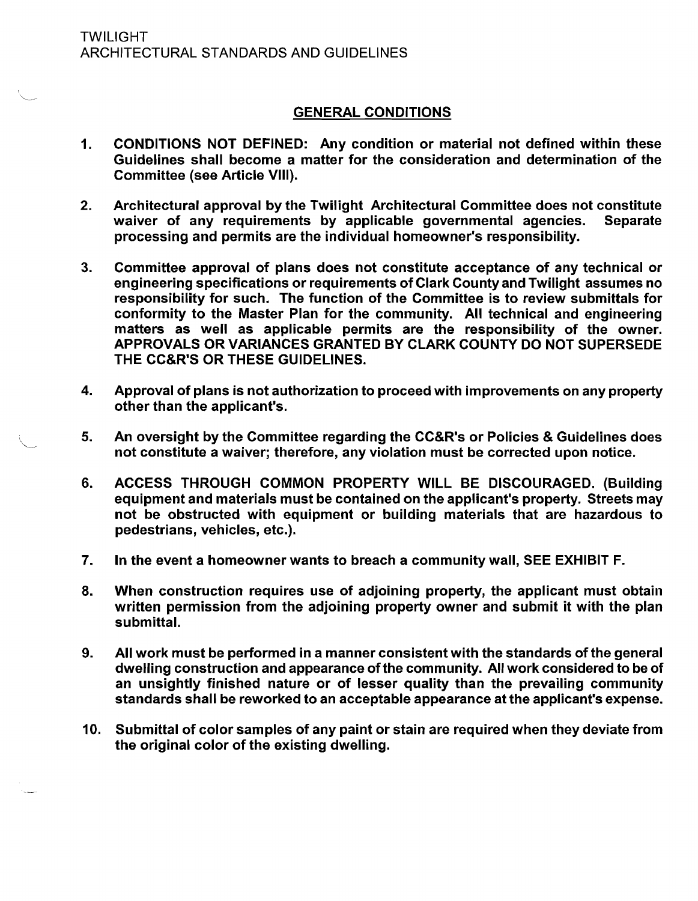## GENERAL CONDITIONS

1. **CONDITIONS NOT DEFINED: Any condition or material not defined within these Guidelines shall become a matter for the consideration and determination of the Committee (see Article VIII).**

2. **Architectural approval by the Twilight Architectural Committee does not constitute waiver of any requirements by applicable governmental agencies. Separate processing and permits are the individual homeowner's responsibility.**

3. **Committee approval of plans does not constitute acceptance of any technical or engineering specifications or requirements of Clark County and Twilight assumes no responsibility for such. The function of the Committee is to review submittals for conformity to the Master Plan for the community. All technical and engineering matters as well as applicable permits are the responsibility of the owner. APPROVALS OR VARIANCES GRANTED BY CLARK COUNTY DO NOT SUPERSEDE THE CC&R'S OR THESE GUIDELINES.**

4. **Approval of plans is not authorization to proceed with improvements on any property other than the applicant's.**

5. **An oversight by the Committee regarding the CC&R's or Policies & Guidelines does not constitute a waiver; therefore, any violation must be corrected upon notice.**

6. **ACCESS THROUGH COMMON PROPERTY WILL BE DISCOURAGED. (Building equipment and materials must be contained on the applicant's property. Streets may not be obstructed with equipment or building materials that are hazardous to pedestrians, vehicles, etc.).**

7. **In the event a homeowner wants to breach a community wall, SEE EXHIBIT F.**

8. **When construction requires use of adjoining property, the applicant must obtain written permission from the adjoining property owner and submit it with the plan submittal.**

9. **All work must be performed in a manner consistent with the standards of the general dwelling construction and appearance of the community. All work considered to be of an unsightly finished nature or of lesser quality than the prevailing community standards shall be reworked to an acceptable appearance at the applicant's expense.**

10. **Submittal of color samples of any paint or stain are required when they deviate from the original color of the existing dwelling.**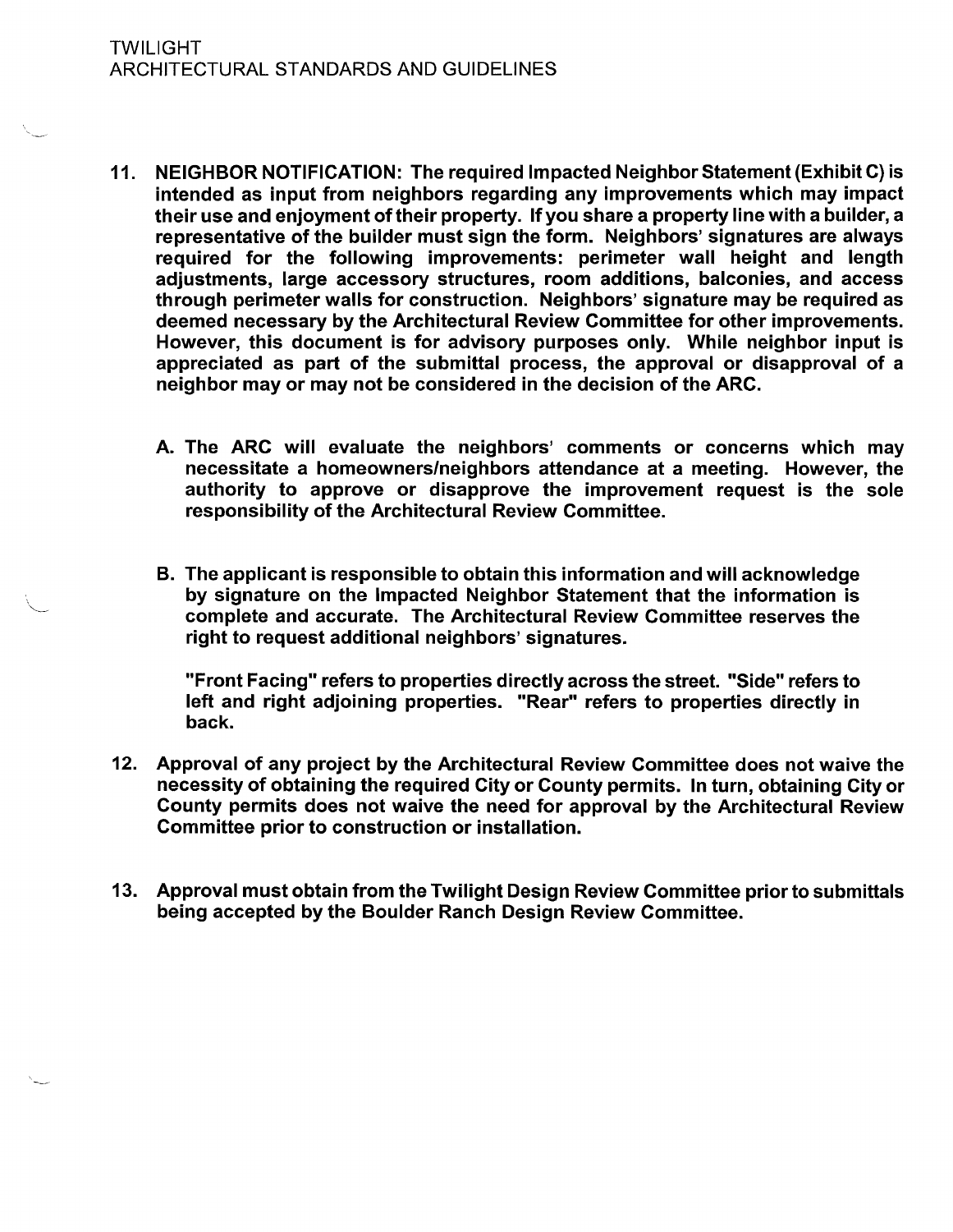11. **NEIGHBOR NOTIFICATION: The required Impacted Neighbor Statement (Exhibit C) is intended as input from neighbors regarding any improvements which may impact their use and enjoyment of their property. If you share a property line with a builder, a representative of the builder must sign the form. Neighbors' signatures are always required for the following improvements: perimeter wall height and length adjustments, large accessory structures, room additions, balconies, and access through perimeter walls for construction. Neighbors' signature may be required as deemed necessary by the Architectural Review Committee for other improvements. However, this document is for advisory purposes only. While neighbor input is appreciated as part of the submittal process, the approval or disapproval of a neighbor may or may not be considered in the decision of the ARC.**

    A. **The ARC will evaluate the neighbors' comments or concerns which may necessitate a homeowners/neighbors attendance at a meeting. However, the authority to approve or disapprove the improvement request is the sole responsibility of the Architectural Review Committee.**

    B. **The applicant is responsible to obtain this information and will acknowledge by signature on the Impacted Neighbor Statement that the information is complete and accurate. The Architectural Review Committee reserves the right to request additional neighbors' signatures.**

    **"Front Facing" refers to properties directly across the street. "Side" refers to left and right adjoining properties. "Rear" refers to properties directly in back.**

12. **Approval of any project by the Architectural Review Committee does not waive the necessity of obtaining the required City or County permits. In turn, obtaining City or County permits does not waive the need for approval by the Architectural Review Committee prior to construction or installation.**

13. **Approval must obtain from the Twilight Design Review Committee prior to submittals being accepted by the Boulder Ranch Design Review Committee.**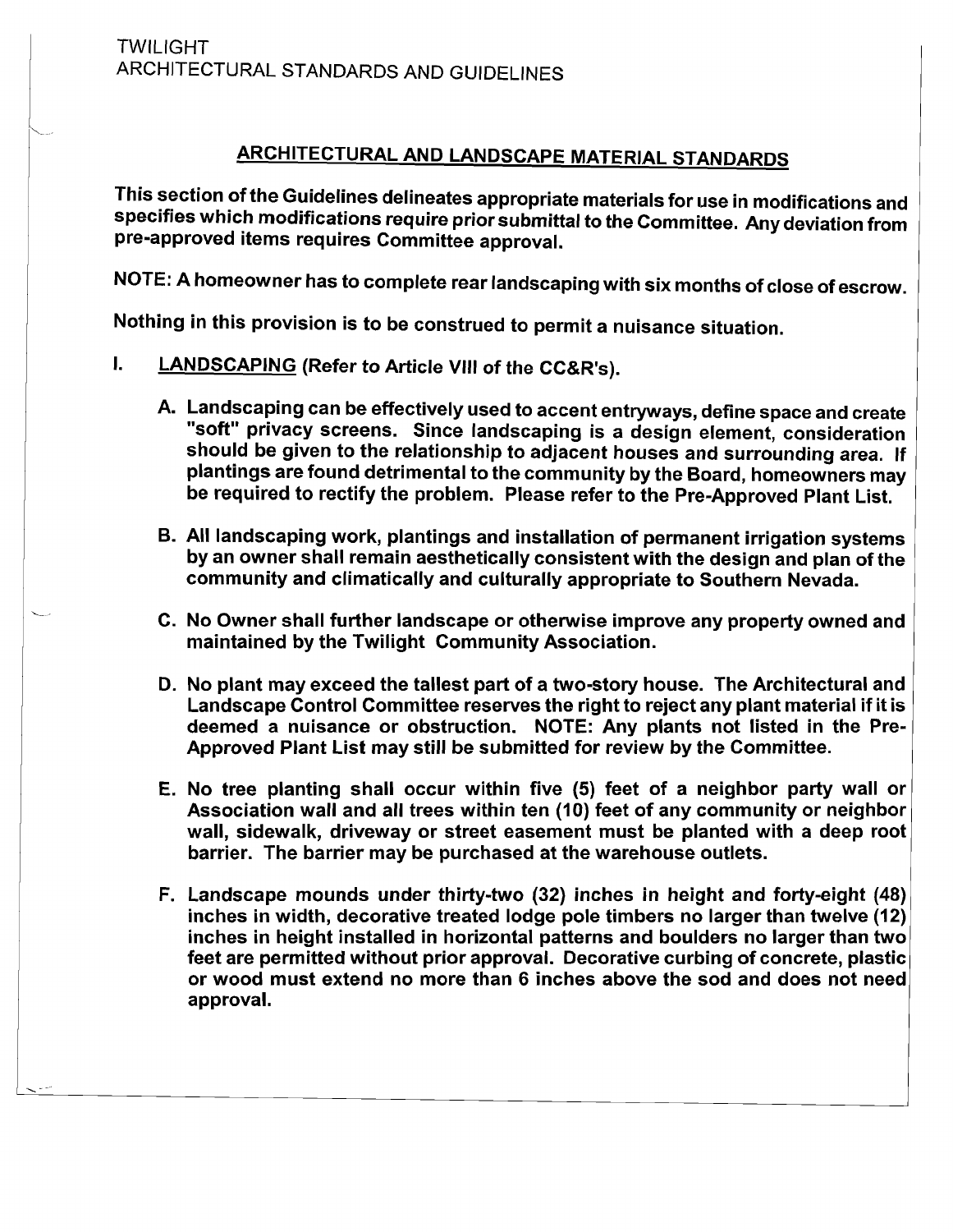## ARCHITECTURAL AND LANDSCAPE MATERIAL STANDARDS

**This section of the Guidelines delineates appropriate materials for use in modifications and specifies which modifications require prior submittal to the Committee. Any deviation from pre-approved items requires Committee approval.**

**NOTE: A homeowner has to complete rear landscaping with six months of close of escrow.**

**Nothing in this provision is to be construed to permit a nuisance situation.**

**I. LANDSCAPING (Refer to Article VIII of the CC&R's).**

**A. Landscaping can be effectively used to accent entryways, define space and create "soft" privacy screens. Since landscaping is a design element, consideration should be given to the relationship to adjacent houses and surrounding area. If plantings are found detrimental to the community by the Board, homeowners may be required to rectify the problem. Please refer to the Pre-Approved Plant List.**

**B. All landscaping work, plantings and installation of permanent irrigation systems by an owner shall remain aesthetically consistent with the design and plan of the community and climatically and culturally appropriate to Southern Nevada.**

**C. No Owner shall further landscape or otherwise improve any property owned and maintained by the Twilight Community Association.**

**D. No plant may exceed the tallest part of a two-story house. The Architectural and Landscape Control Committee reserves the right to reject any plant material if it is deemed a nuisance or obstruction. NOTE: Any plants not listed in the Pre-Approved Plant List may still be submitted for review by the Committee.**

**E. No tree planting shall occur within five (5) feet of a neighbor party wall or Association wall and all trees within ten (10) feet of any community or neighbor wall, sidewalk, driveway or street easement must be planted with a deep root barrier. The barrier may be purchased at the warehouse outlets.**

**F. Landscape mounds under thirty-two (32) inches in height and forty-eight (48) inches in width, decorative treated lodge pole timbers no larger than twelve (12) inches in height installed in horizontal patterns and boulders no larger than two feet are permitted without prior approval. Decorative curbing of concrete, plastic or wood must extend no more than 6 inches above the sod and does not need approval.**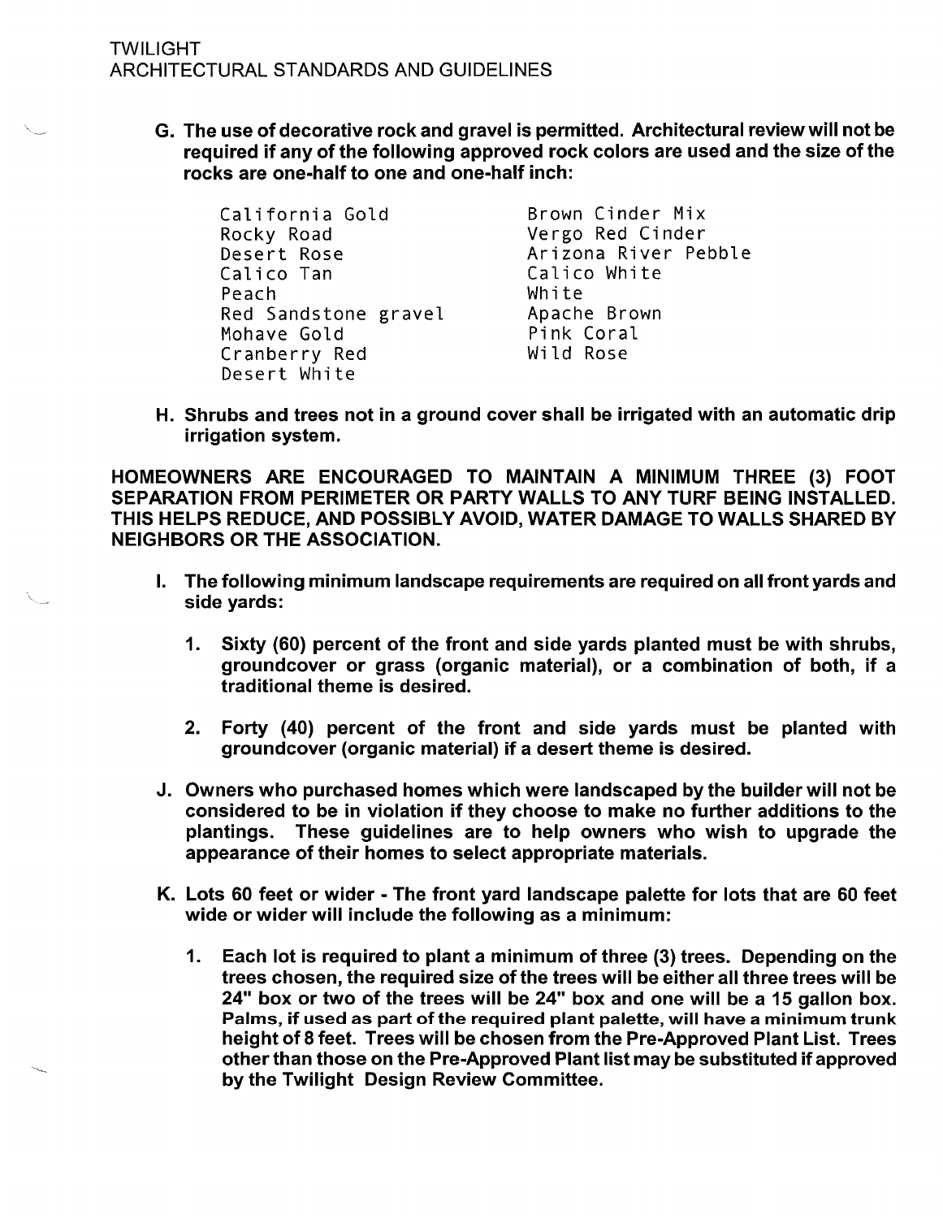**G. The use of decorative rock and gravel is permitted. Architectural review will not be required if any of the following approved rock colors are used and the size of the rocks are one-half to one and one-half inch:**

```
California Gold          Brown Cinder Mix
Rocky Road               Vergo Red Cinder
Desert Rose              Arizona River Pebble
Calico Tan               Calico White
Peach                    White
Red Sandstone gravel     Apache Brown
Mohave Gold              Pink Coral
Cranberry Red            Wild Rose
Desert White
```

**H. Shrubs and trees not in a ground cover shall be irrigated with an automatic drip irrigation system.**

**HOMEOWNERS ARE ENCOURAGED TO MAINTAIN A MINIMUM THREE (3) FOOT SEPARATION FROM PERIMETER OR PARTY WALLS TO ANY TURF BEING INSTALLED. THIS HELPS REDUCE, AND POSSIBLY AVOID, WATER DAMAGE TO WALLS SHARED BY NEIGHBORS OR THE ASSOCIATION.**

**I. The following minimum landscape requirements are required on all front yards and side yards:**

1. **Sixty (60) percent of the front and side yards planted must be with shrubs, groundcover or grass (organic material), or a combination of both, if a traditional theme is desired.**

2. **Forty (40) percent of the front and side yards must be planted with groundcover (organic material) if a desert theme is desired.**

**J. Owners who purchased homes which were landscaped by the builder will not be considered to be in violation if they choose to make no further additions to the plantings. These guidelines are to help owners who wish to upgrade the appearance of their homes to select appropriate materials.**

**K. Lots 60 feet or wider - The front yard landscape palette for lots that are 60 feet wide or wider will include the following as a minimum:**

1. **Each lot is required to plant a minimum of three (3) trees. Depending on the trees chosen, the required size of the trees will be either all three trees will be 24" box or two of the trees will be 24" box and one will be a 15 gallon box. Palms, if used as part of the required plant palette, will have a minimum trunk height of 8 feet. Trees will be chosen from the Pre-Approved Plant List. Trees other than those on the Pre-Approved Plant list may be substituted if approved by the Twilight Design Review Committee.**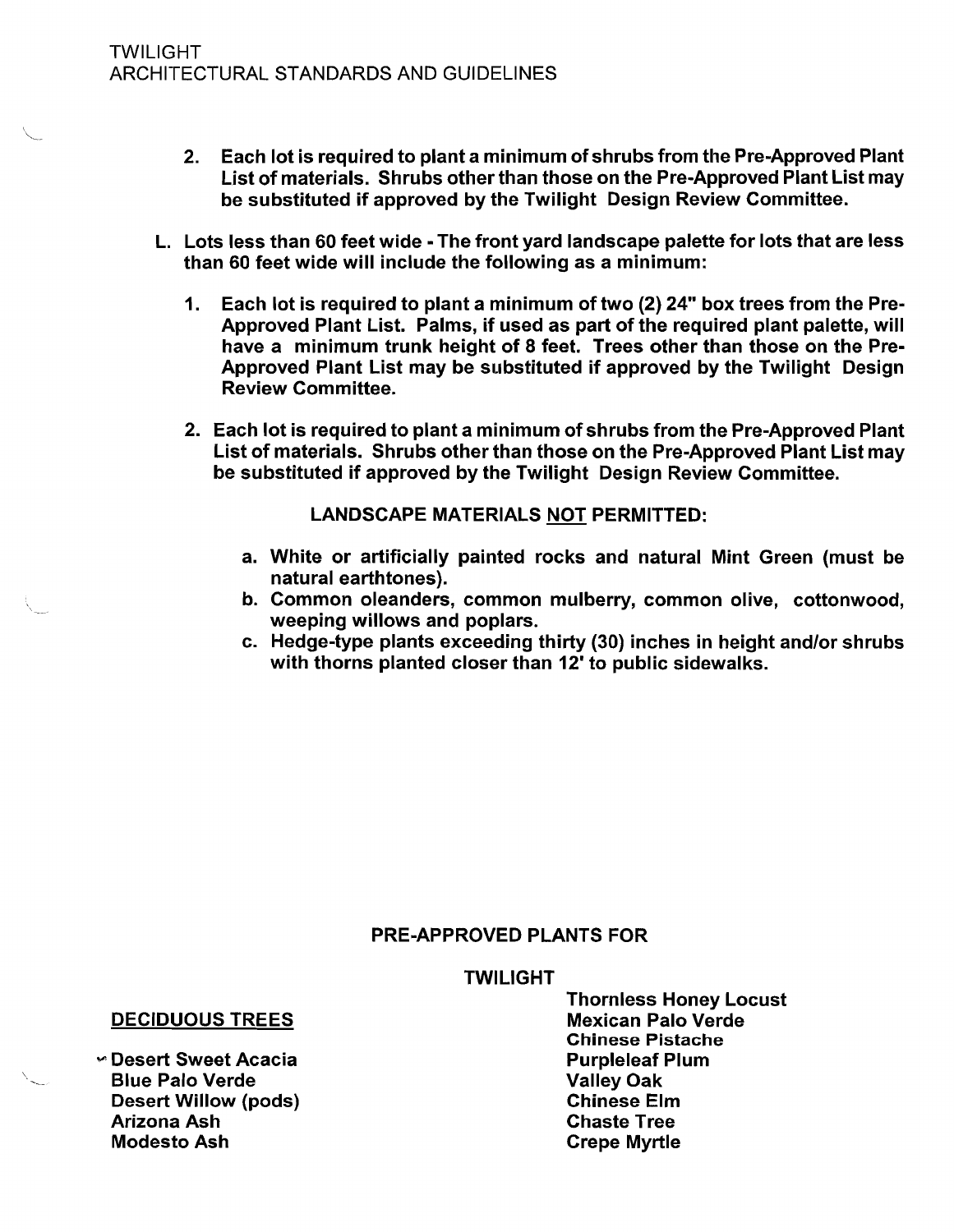2. **Each lot is required to plant a minimum of shrubs from the Pre-Approved Plant List of materials. Shrubs other than those on the Pre-Approved Plant List may be substituted if approved by the Twilight Design Review Committee.**

L. **Lots less than 60 feet wide - The front yard landscape palette for lots that are less than 60 feet wide will include the following as a minimum:**

   1. **Each lot is required to plant a minimum of two (2) 24" box trees from the Pre-Approved Plant List. Palms, if used as part of the required plant palette, will have a minimum trunk height of 8 feet. Trees other than those on the Pre-Approved Plant List may be substituted if approved by the Twilight Design Review Committee.**

   2. **Each lot is required to plant a minimum of shrubs from the Pre-Approved Plant List of materials. Shrubs other than those on the Pre-Approved Plant List may be substituted if approved by the Twilight Design Review Committee.**

**LANDSCAPE MATERIALS NOT PERMITTED:**

a. **White or artificially painted rocks and natural Mint Green (must be natural earthtones).**
b. **Common oleanders, common mulberry, common olive, cottonwood, weeping willows and poplars.**
c. **Hedge-type plants exceeding thirty (30) inches in height and/or shrubs with thorns planted closer than 12' to public sidewalks.**

## PRE-APPROVED PLANTS FOR

## TWILIGHT

### DECIDUOUS TREES

- **Desert Sweet Acacia**
- **Blue Palo Verde**
- **Desert Willow (pods)**
- **Arizona Ash**
- **Modesto Ash**
- **Thornless Honey Locust**
- **Mexican Palo Verde**
- **Chinese Pistache**
- **Purpleleaf Plum**
- **Valley Oak**
- **Chinese Elm**
- **Chaste Tree**
- **Crepe Myrtle**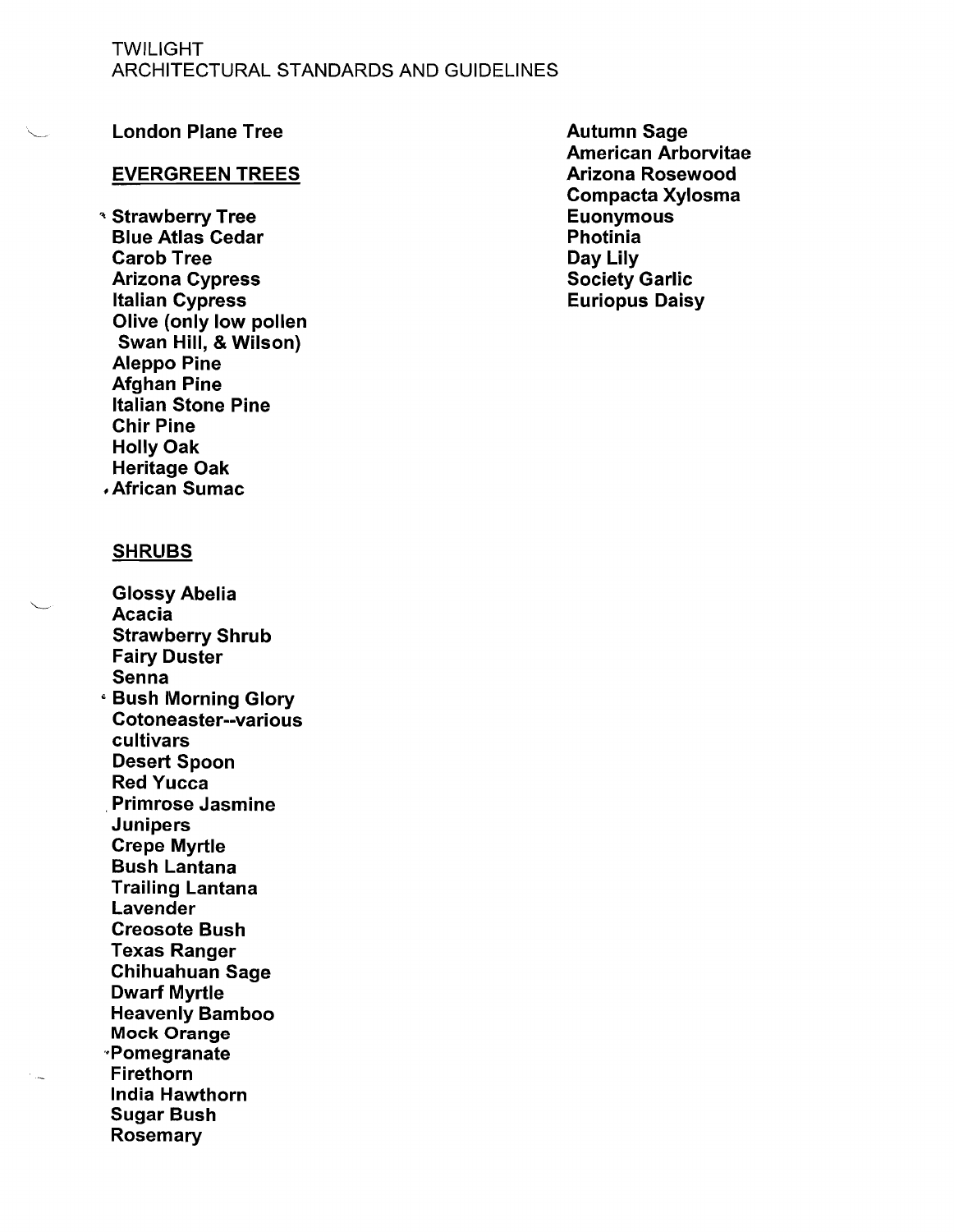London Plane Tree

## EVERGREEN TREES

Strawberry Tree
Blue Atlas Cedar
Carob Tree
Arizona Cypress
Italian Cypress
Olive (only low pollen Swan Hill, & Wilson)
Aleppo Pine
Afghan Pine
Italian Stone Pine
Chir Pine
Holly Oak
Heritage Oak
African Sumac

## SHRUBS

Glossy Abelia
Acacia
Strawberry Shrub
Fairy Duster
Senna
Bush Morning Glory
Cotoneaster--various cultivars
Desert Spoon
Red Yucca
Primrose Jasmine
Junipers
Crepe Myrtle
Bush Lantana
Trailing Lantana
Lavender
Creosote Bush
Texas Ranger
Chihuahuan Sage
Dwarf Myrtle
Heavenly Bamboo
Mock Orange
Pomegranate
Firethorn
India Hawthorn
Sugar Bush
Rosemary
Autumn Sage
American Arborvitae
Arizona Rosewood
Compacta Xylosma
Euonymous
Photinia
Day Lily
Society Garlic
Euriopus Daisy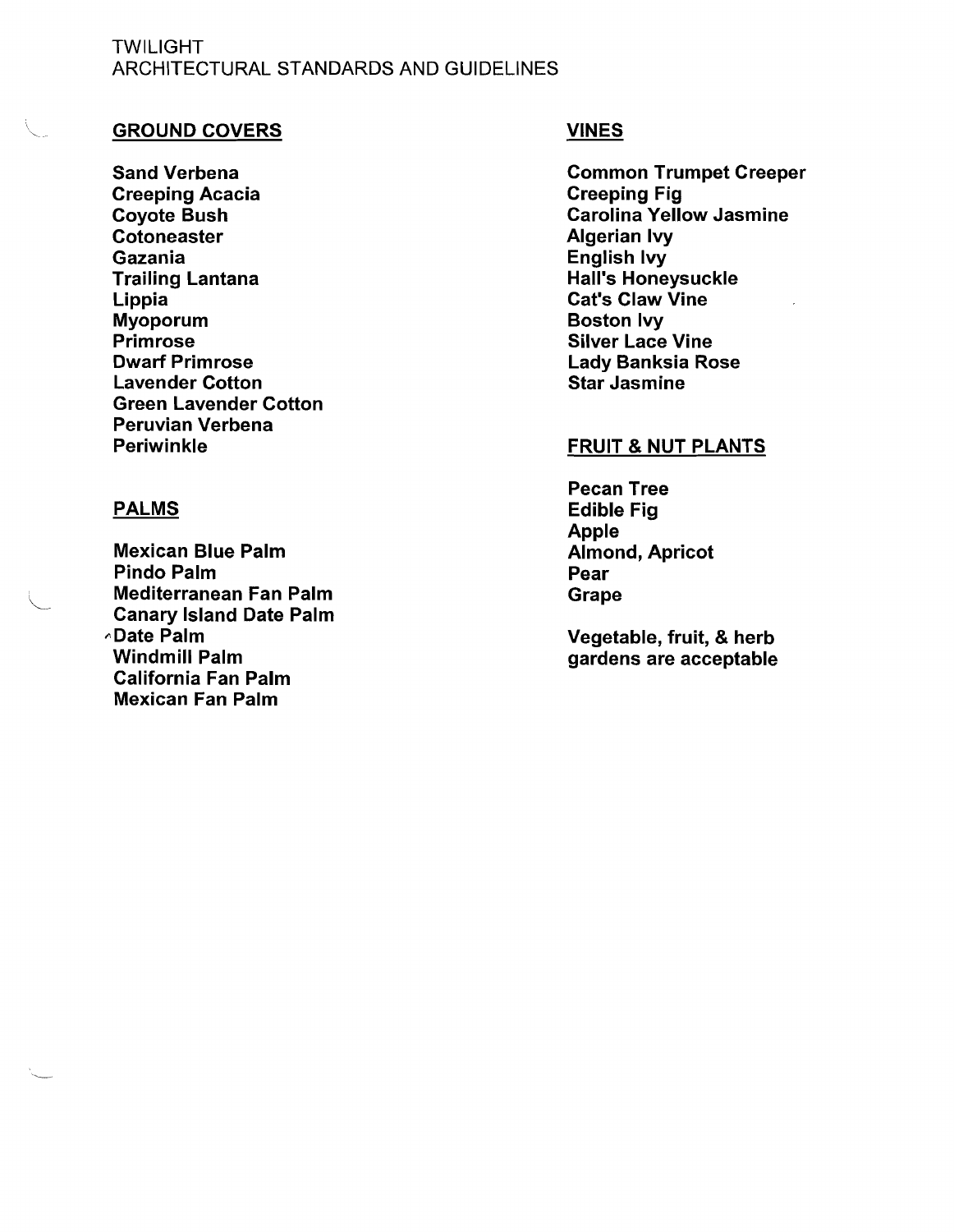## GROUND COVERS

**Sand Verbena**
**Creeping Acacia**
**Coyote Bush**
**Cotoneaster**
**Gazania**
**Trailing Lantana**
**Lippia**
**Myoporum**
**Primrose**
**Dwarf Primrose**
**Lavender Cotton**
**Green Lavender Cotton**
**Peruvian Verbena**
**Periwinkle**

## PALMS

**Mexican Blue Palm**
**Pindo Palm**
**Mediterranean Fan Palm**
**Canary Island Date Palm**
**Date Palm**
**Windmill Palm**
**California Fan Palm**
**Mexican Fan Palm**

## VINES

**Common Trumpet Creeper**
**Creeping Fig**
**Carolina Yellow Jasmine**
**Algerian Ivy**
**English Ivy**
**Hall's Honeysuckle**
**Cat's Claw Vine**
**Boston Ivy**
**Silver Lace Vine**
**Lady Banksia Rose**
**Star Jasmine**

## FRUIT & NUT PLANTS

**Pecan Tree**
**Edible Fig**
**Apple**
**Almond, Apricot**
**Pear**
**Grape**

**Vegetable, fruit, & herb gardens are acceptable**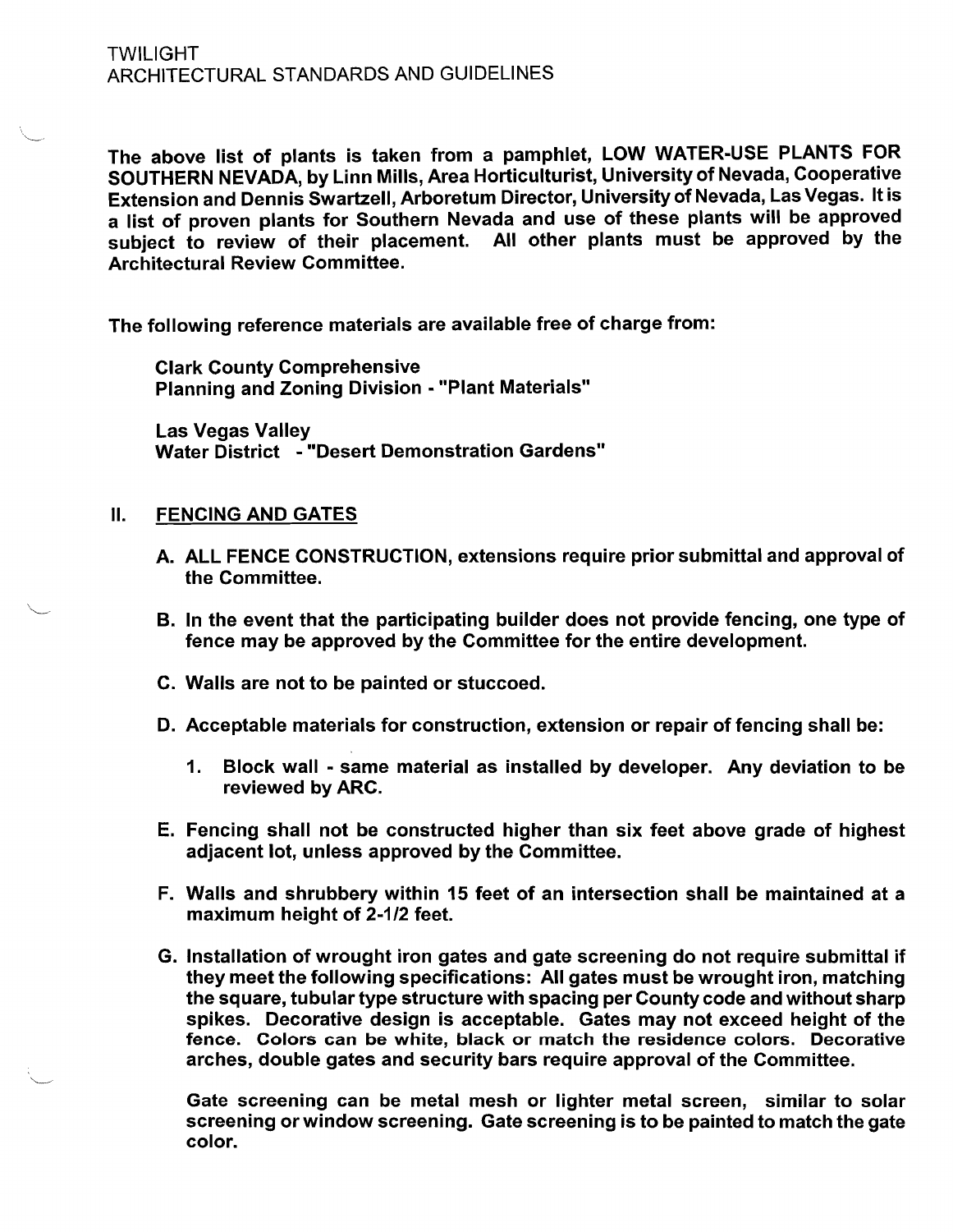The above list of plants is taken from a pamphlet, **LOW WATER-USE PLANTS FOR SOUTHERN NEVADA, by Linn Mills, Area Horticulturist, University of Nevada, Cooperative Extension and Dennis Swartzell, Arboretum Director, University of Nevada, Las Vegas. It is a list of proven plants for Southern Nevada and use of these plants will be approved subject to review of their placement. All other plants must be approved by the Architectural Review Committee.**

**The following reference materials are available free of charge from:**

> **Clark County Comprehensive**
> **Planning and Zoning Division - "Plant Materials"**
>
> **Las Vegas Valley**
> **Water District - "Desert Demonstration Gardens"**

## II. FENCING AND GATES

**A. ALL FENCE CONSTRUCTION, extensions require prior submittal and approval of the Committee.**

**B. In the event that the participating builder does not provide fencing, one type of fence may be approved by the Committee for the entire development.**

**C. Walls are not to be painted or stuccoed.**

**D. Acceptable materials for construction, extension or repair of fencing shall be:**

1. **Block wall - same material as installed by developer. Any deviation to be reviewed by ARC.**

**E. Fencing shall not be constructed higher than six feet above grade of highest adjacent lot, unless approved by the Committee.**

**F. Walls and shrubbery within 15 feet of an intersection shall be maintained at a maximum height of 2-1/2 feet.**

**G. Installation of wrought iron gates and gate screening do not require submittal if they meet the following specifications: All gates must be wrought iron, matching the square, tubular type structure with spacing per County code and without sharp spikes. Decorative design is acceptable. Gates may not exceed height of the fence. Colors can be white, black or match the residence colors. Decorative arches, double gates and security bars require approval of the Committee.**

**Gate screening can be metal mesh or lighter metal screen, similar to solar screening or window screening. Gate screening is to be painted to match the gate color.**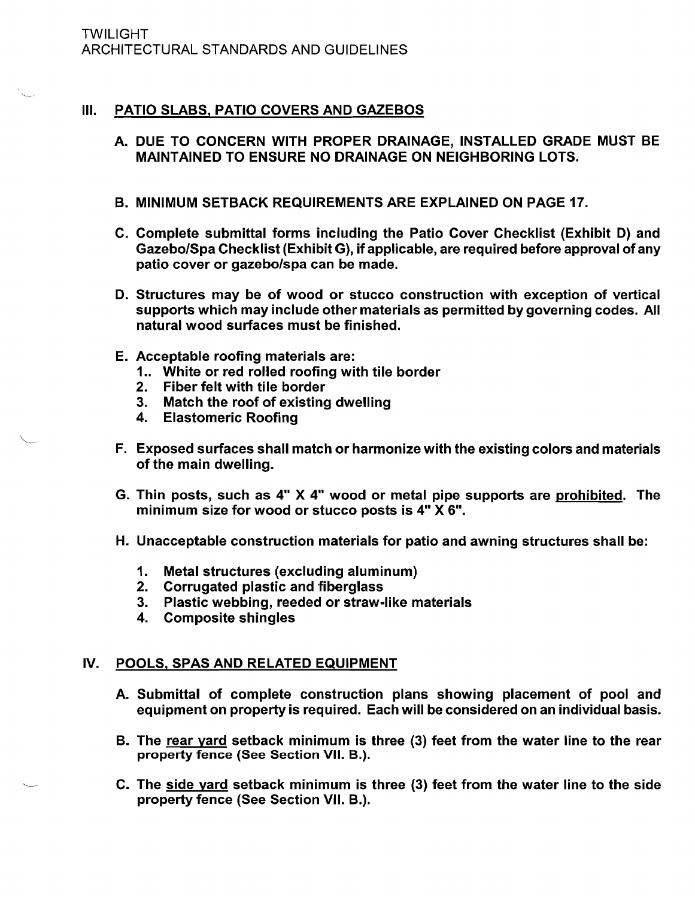## III. PATIO SLABS, PATIO COVERS AND GAZEBOS

**A. DUE TO CONCERN WITH PROPER DRAINAGE, INSTALLED GRADE MUST BE MAINTAINED TO ENSURE NO DRAINAGE ON NEIGHBORING LOTS.**

**B. MINIMUM SETBACK REQUIREMENTS ARE EXPLAINED ON PAGE 17.**

**C. Complete submittal forms including the Patio Cover Checklist (Exhibit D) and Gazebo/Spa Checklist (Exhibit G), if applicable, are required before approval of any patio cover or gazebo/spa can be made.**

**D. Structures may be of wood or stucco construction with exception of vertical supports which may include other materials as permitted by governing codes. All natural wood surfaces must be finished.**

**E. Acceptable roofing materials are:**

1.. **White or red rolled roofing with tile border**
2. **Fiber felt with tile border**
3. **Match the roof of existing dwelling**
4. **Elastomeric Roofing**

**F. Exposed surfaces shall match or harmonize with the existing colors and materials of the main dwelling.**

**G. Thin posts, such as 4" X 4" wood or metal pipe supports are <u>prohibited</u>. The minimum size for wood or stucco posts is 4" X 6".**

**H. Unacceptable construction materials for patio and awning structures shall be:**

1. **Metal structures (excluding aluminum)**
2. **Corrugated plastic and fiberglass**
3. **Plastic webbing, reeded or straw-like materials**
4. **Composite shingles**

## IV. POOLS, SPAS AND RELATED EQUIPMENT

**A. Submittal of complete construction plans showing placement of pool and equipment on property is required. Each will be considered on an individual basis.**

**B. The <u>rear yard</u> setback minimum is three (3) feet from the water line to the rear property fence (See Section VII. B.).**

**C. The <u>side yard</u> setback minimum is three (3) feet from the water line to the side property fence (See Section VII. B.).**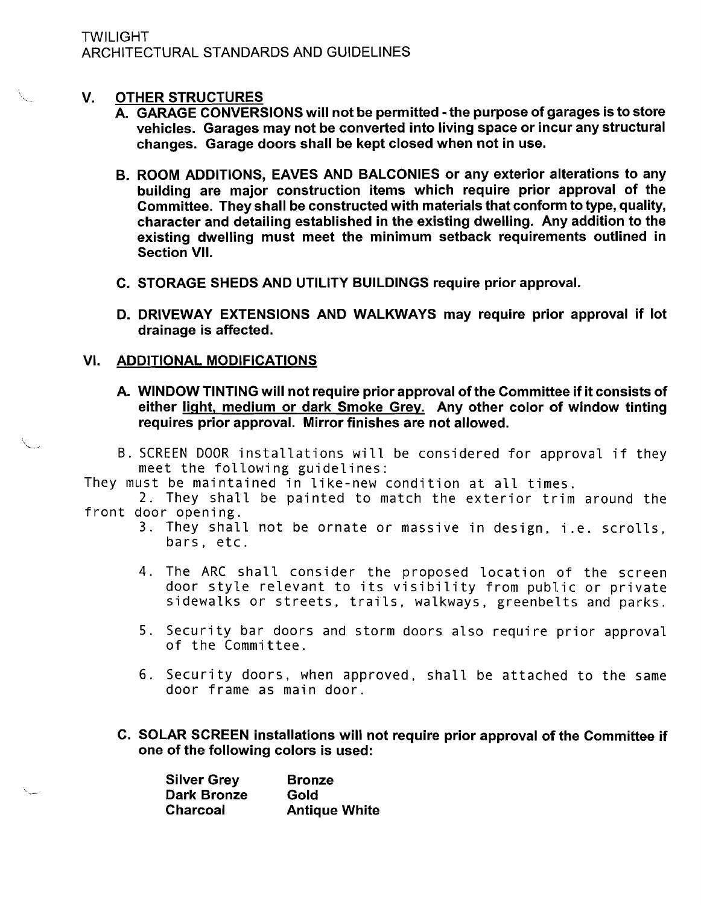## V. OTHER STRUCTURES

**A. GARAGE CONVERSIONS will not be permitted - the purpose of garages is to store vehicles. Garages may not be converted into living space or incur any structural changes. Garage doors shall be kept closed when not in use.**

**B. ROOM ADDITIONS, EAVES AND BALCONIES or any exterior alterations to any building are major construction items which require prior approval of the Committee. They shall be constructed with materials that conform to type, quality, character and detailing established in the existing dwelling. Any addition to the existing dwelling must meet the minimum setback requirements outlined in Section VII.**

**C. STORAGE SHEDS AND UTILITY BUILDINGS require prior approval.**

**D. DRIVEWAY EXTENSIONS AND WALKWAYS may require prior approval if lot drainage is affected.**

## VI. ADDITIONAL MODIFICATIONS

**A. WINDOW TINTING will not require prior approval of the Committee if it consists of either <u>light, medium or dark Smoke Grey.</u> Any other color of window tinting requires prior approval. Mirror finishes are not allowed.**

B. SCREEN DOOR installations will be considered for approval if they meet the following guidelines:

They must be maintained in like-new condition at all times.

2. They shall be painted to match the exterior trim around the front door opening.
3. They shall not be ornate or massive in design, i.e. scrolls, bars, etc.
4. The ARC shall consider the proposed location of the screen door style relevant to its visibility from public or private sidewalks or streets, trails, walkways, greenbelts and parks.
5. Security bar doors and storm doors also require prior approval of the Committee.
6. Security doors, when approved, shall be attached to the same door frame as main door.

**C. SOLAR SCREEN installations will not require prior approval of the Committee if one of the following colors is used:**

| | |
|---|---|
| **Silver Grey** | **Bronze** |
| **Dark Bronze** | **Gold** |
| **Charcoal** | **Antique White** |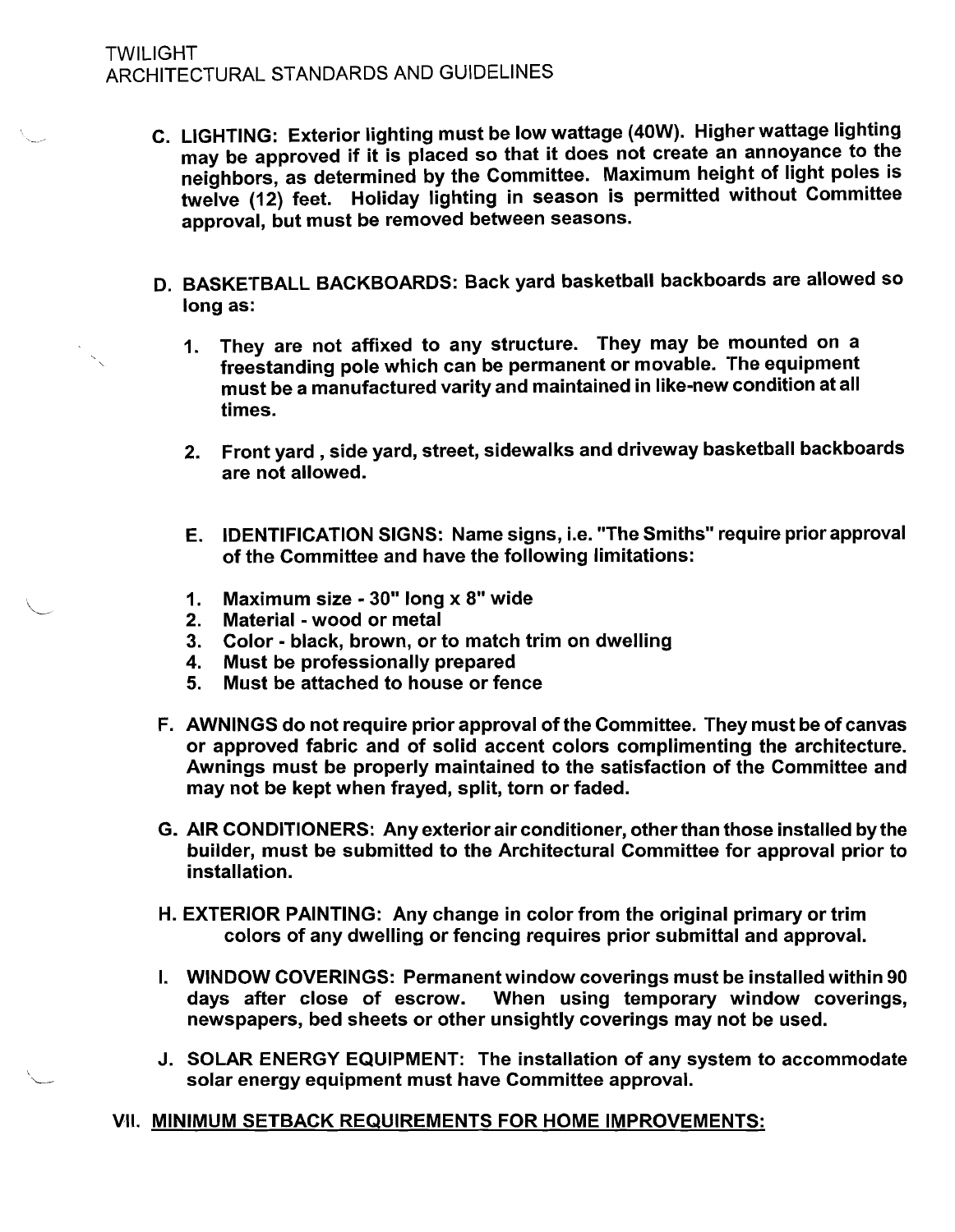C. **LIGHTING: Exterior lighting must be low wattage (40W). Higher wattage lighting may be approved if it is placed so that it does not create an annoyance to the neighbors, as determined by the Committee. Maximum height of light poles is twelve (12) feet. Holiday lighting in season is permitted without Committee approval, but must be removed between seasons.**

D. **BASKETBALL BACKBOARDS: Back yard basketball backboards are allowed so long as:**

1. **They are not affixed to any structure. They may be mounted on a freestanding pole which can be permanent or movable. The equipment must be a manufactured varity and maintained in like-new condition at all times.**

2. **Front yard , side yard, street, sidewalks and driveway basketball backboards are not allowed.**

E. **IDENTIFICATION SIGNS: Name signs, i.e. "The Smiths" require prior approval of the Committee and have the following limitations:**

1. **Maximum size - 30" long x 8" wide**
2. **Material - wood or metal**
3. **Color - black, brown, or to match trim on dwelling**
4. **Must be professionally prepared**
5. **Must be attached to house or fence**

F. **AWNINGS do not require prior approval of the Committee. They must be of canvas or approved fabric and of solid accent colors complimenting the architecture. Awnings must be properly maintained to the satisfaction of the Committee and may not be kept when frayed, split, torn or faded.**

G. **AIR CONDITIONERS: Any exterior air conditioner, other than those installed by the builder, must be submitted to the Architectural Committee for approval prior to installation.**

H. **EXTERIOR PAINTING: Any change in color from the original primary or trim colors of any dwelling or fencing requires prior submittal and approval.**

I. **WINDOW COVERINGS: Permanent window coverings must be installed within 90 days after close of escrow. When using temporary window coverings, newspapers, bed sheets or other unsightly coverings may not be used.**

J. **SOLAR ENERGY EQUIPMENT: The installation of any system to accommodate solar energy equipment must have Committee approval.**

## VII. <u>MINIMUM SETBACK REQUIREMENTS FOR HOME IMPROVEMENTS:</u>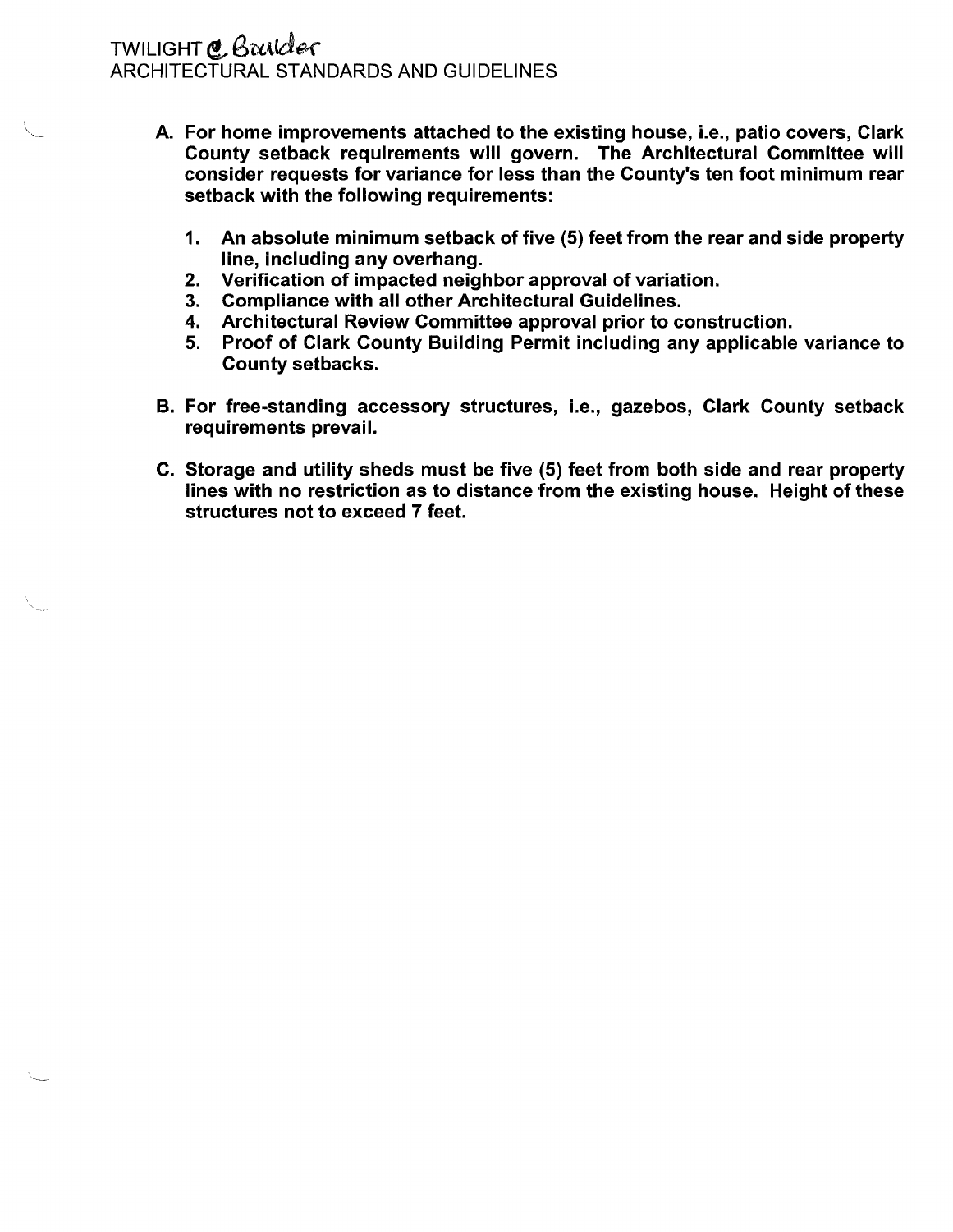**A. For home improvements attached to the existing house, i.e., patio covers, Clark County setback requirements will govern. The Architectural Committee will consider requests for variance for less than the County's ten foot minimum rear setback with the following requirements:**

1. **An absolute minimum setback of five (5) feet from the rear and side property line, including any overhang.**
2. **Verification of impacted neighbor approval of variation.**
3. **Compliance with all other Architectural Guidelines.**
4. **Architectural Review Committee approval prior to construction.**
5. **Proof of Clark County Building Permit including any applicable variance to County setbacks.**

**B. For free-standing accessory structures, i.e., gazebos, Clark County setback requirements prevail.**

**C. Storage and utility sheds must be five (5) feet from both side and rear property lines with no restriction as to distance from the existing house. Height of these structures not to exceed 7 feet.**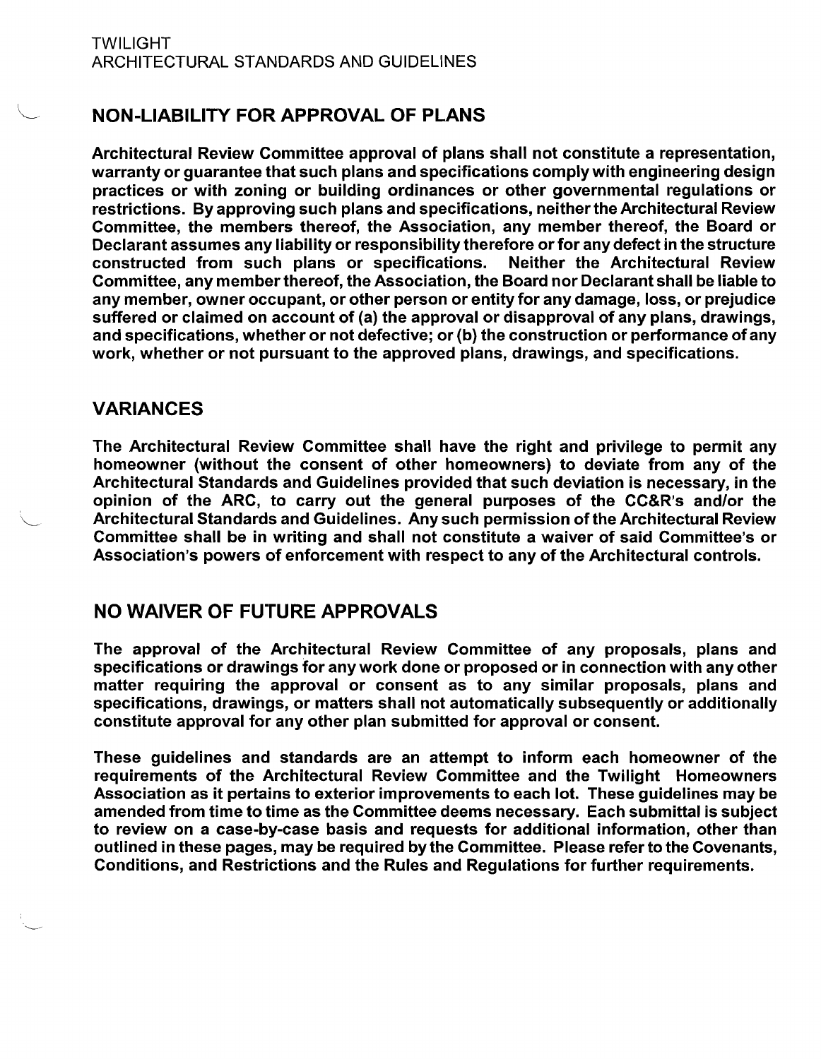## NON-LIABILITY FOR APPROVAL OF PLANS

**Architectural Review Committee approval of plans shall not constitute a representation, warranty or guarantee that such plans and specifications comply with engineering design practices or with zoning or building ordinances or other governmental regulations or restrictions. By approving such plans and specifications, neither the Architectural Review Committee, the members thereof, the Association, any member thereof, the Board or Declarant assumes any liability or responsibility therefore or for any defect in the structure constructed from such plans or specifications. Neither the Architectural Review Committee, any member thereof, the Association, the Board nor Declarant shall be liable to any member, owner occupant, or other person or entity for any damage, loss, or prejudice suffered or claimed on account of (a) the approval or disapproval of any plans, drawings, and specifications, whether or not defective; or (b) the construction or performance of any work, whether or not pursuant to the approved plans, drawings, and specifications.**

## VARIANCES

**The Architectural Review Committee shall have the right and privilege to permit any homeowner (without the consent of other homeowners) to deviate from any of the Architectural Standards and Guidelines provided that such deviation is necessary, in the opinion of the ARC, to carry out the general purposes of the CC&R's and/or the Architectural Standards and Guidelines. Any such permission of the Architectural Review Committee shall be in writing and shall not constitute a waiver of said Committee's or Association's powers of enforcement with respect to any of the Architectural controls.**

## NO WAIVER OF FUTURE APPROVALS

**The approval of the Architectural Review Committee of any proposals, plans and specifications or drawings for any work done or proposed or in connection with any other matter requiring the approval or consent as to any similar proposals, plans and specifications, drawings, or matters shall not automatically subsequently or additionally constitute approval for any other plan submitted for approval or consent.**

**These guidelines and standards are an attempt to inform each homeowner of the requirements of the Architectural Review Committee and the Twilight Homeowners Association as it pertains to exterior improvements to each lot. These guidelines may be amended from time to time as the Committee deems necessary. Each submittal is subject to review on a case-by-case basis and requests for additional information, other than outlined in these pages, may be required by the Committee. Please refer to the Covenants, Conditions, and Restrictions and the Rules and Regulations for further requirements.**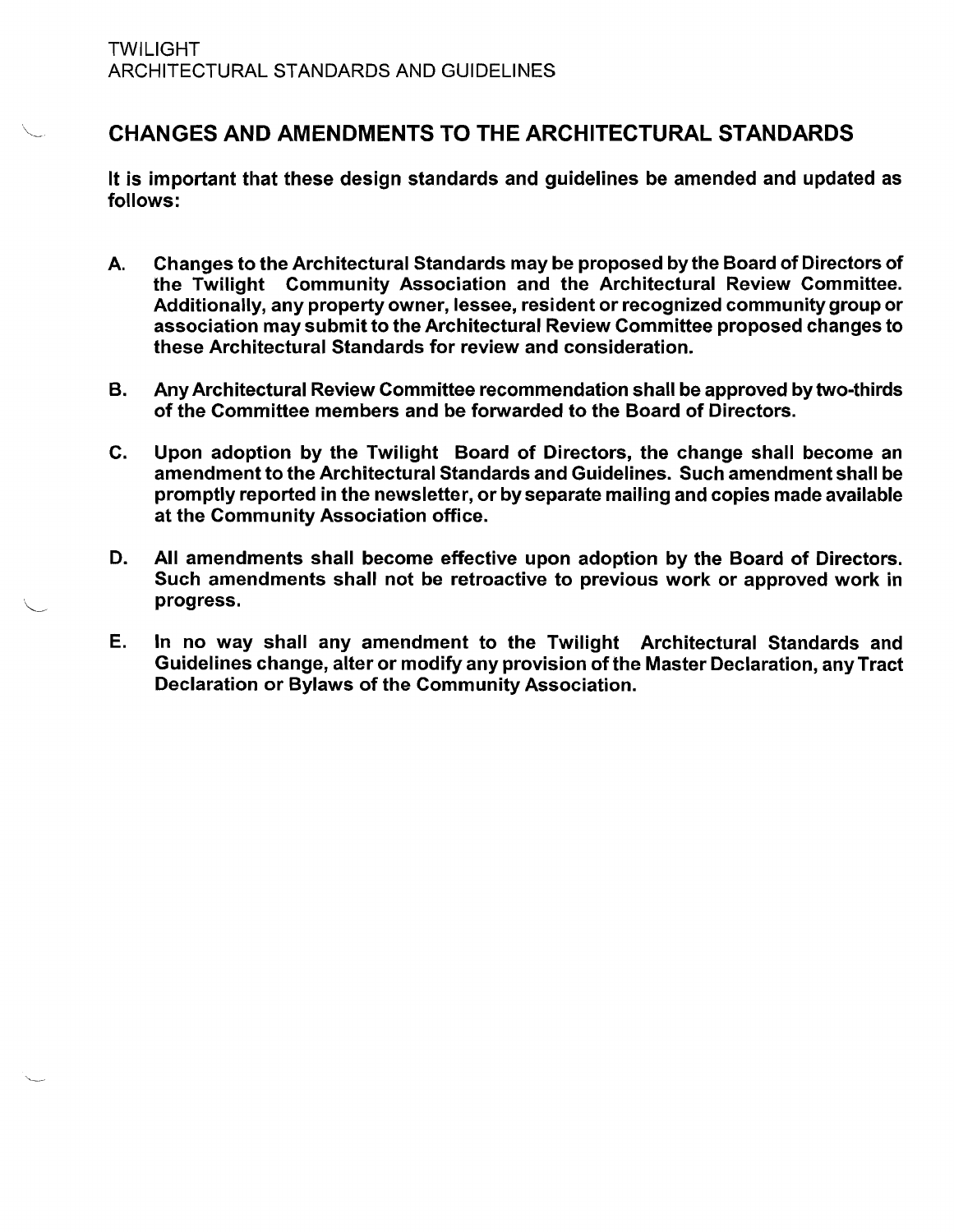## CHANGES AND AMENDMENTS TO THE ARCHITECTURAL STANDARDS

**It is important that these design standards and guidelines be amended and updated as follows:**

**A. Changes to the Architectural Standards may be proposed by the Board of Directors of the Twilight Community Association and the Architectural Review Committee. Additionally, any property owner, lessee, resident or recognized community group or association may submit to the Architectural Review Committee proposed changes to these Architectural Standards for review and consideration.**

**B. Any Architectural Review Committee recommendation shall be approved by two-thirds of the Committee members and be forwarded to the Board of Directors.**

**C. Upon adoption by the Twilight Board of Directors, the change shall become an amendment to the Architectural Standards and Guidelines. Such amendment shall be promptly reported in the newsletter, or by separate mailing and copies made available at the Community Association office.**

**D. All amendments shall become effective upon adoption by the Board of Directors. Such amendments shall not be retroactive to previous work or approved work in progress.**

**E. In no way shall any amendment to the Twilight Architectural Standards and Guidelines change, alter or modify any provision of the Master Declaration, any Tract Declaration or Bylaws of the Community Association.**